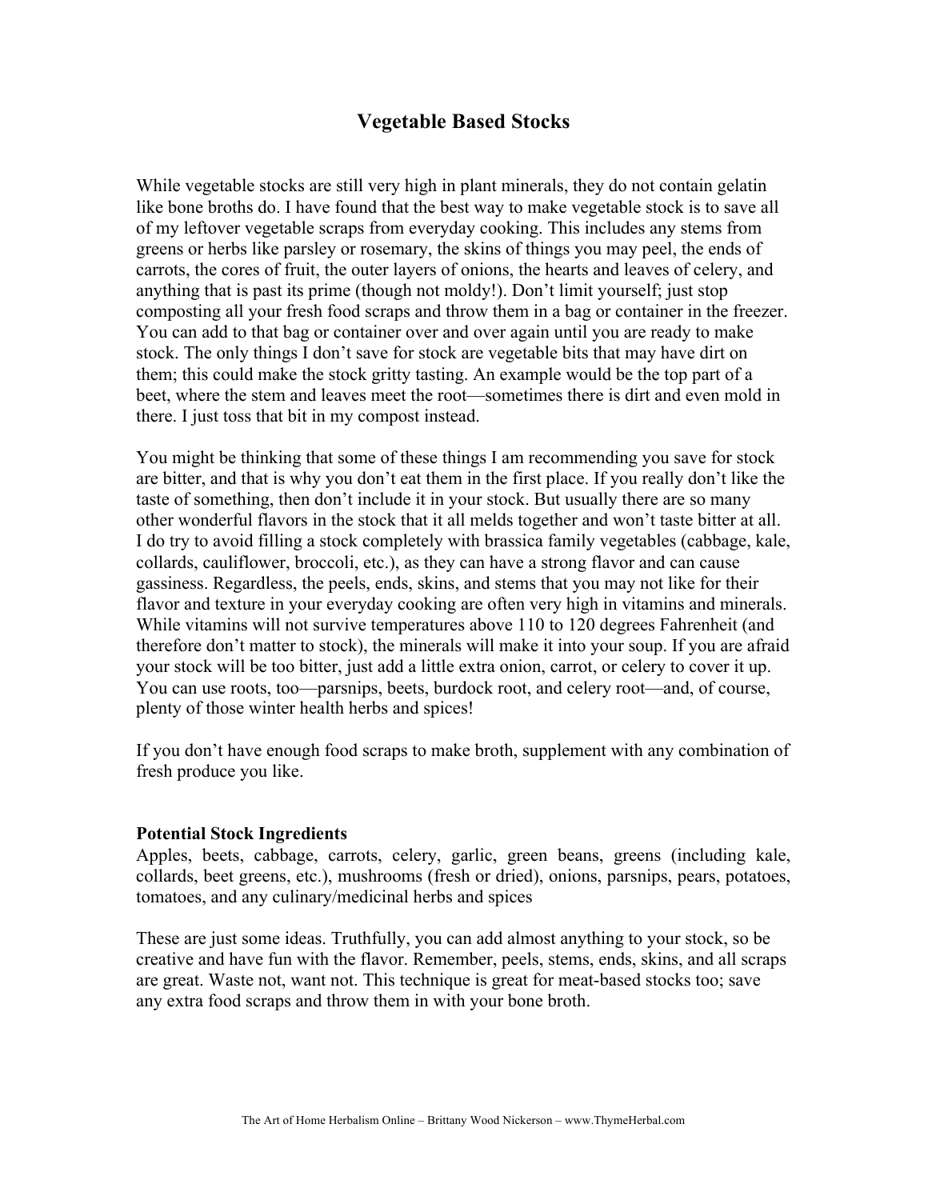# Vegetable Based Stocks

While vegetable stocks are still very high in plant minerals, they do not contain gelatin like bone broths do. I have found that the best way to make vegetable stock is to save all of my leftover vegetable scraps from everyday cooking. This includes any stems from greens or herbs like parsley or rosemary, the skins of things you may peel, the ends of carrots, the cores of fruit, the outer layers of onions, the hearts and leaves of celery, and anything that is past its prime (though not moldy!). Don't limit yourself; just stop composting all your fresh food scraps and throw them in a bag or container in the freezer. You can add to that bag or container over and over again until you are ready to make stock. The only things I don't save for stock are vegetable bits that may have dirt on them; this could make the stock gritty tasting. An example would be the top part of a beet, where the stem and leaves meet the root—sometimes there is dirt and even mold in there. I just toss that bit in my compost instead.

You might be thinking that some of these things I am recommending you save for stock are bitter, and that is why you don't eat them in the first place. If you really don't like the taste of something, then don't include it in your stock. But usually there are so many other wonderful flavors in the stock that it all melds together and won't taste bitter at all. I do try to avoid filling a stock completely with brassica family vegetables (cabbage, kale, collards, cauliflower, broccoli, etc.), as they can have a strong flavor and can cause gassiness. Regardless, the peels, ends, skins, and stems that you may not like for their flavor and texture in your everyday cooking are often very high in vitamins and minerals. While vitamins will not survive temperatures above 110 to 120 degrees Fahrenheit (and therefore don't matter to stock), the minerals will make it into your soup. If you are afraid your stock will be too bitter, just add a little extra onion, carrot, or celery to cover it up. You can use roots, too—parsnips, beets, burdock root, and celery root—and, of course, plenty of those winter health herbs and spices!

If you don't have enough food scraps to make broth, supplement with any combination of fresh produce you like.

**Potential Stock Ingredients**

Apples, beets, cabbage, carrots, celery, garlic, green beans, greens (including kale, collards, beet greens, etc.), mushrooms (fresh or dried), onions, parsnips, pears, potatoes, tomatoes, and any culinary/medicinal herbs and spices

These are just some ideas. Truthfully, you can add almost anything to your stock, so be creative and have fun with the flavor. Remember, peels, stems, ends, skins, and all scraps are great. Waste not, want not. This technique is great for meat-based stocks too; save any extra food scraps and throw them in with your bone broth.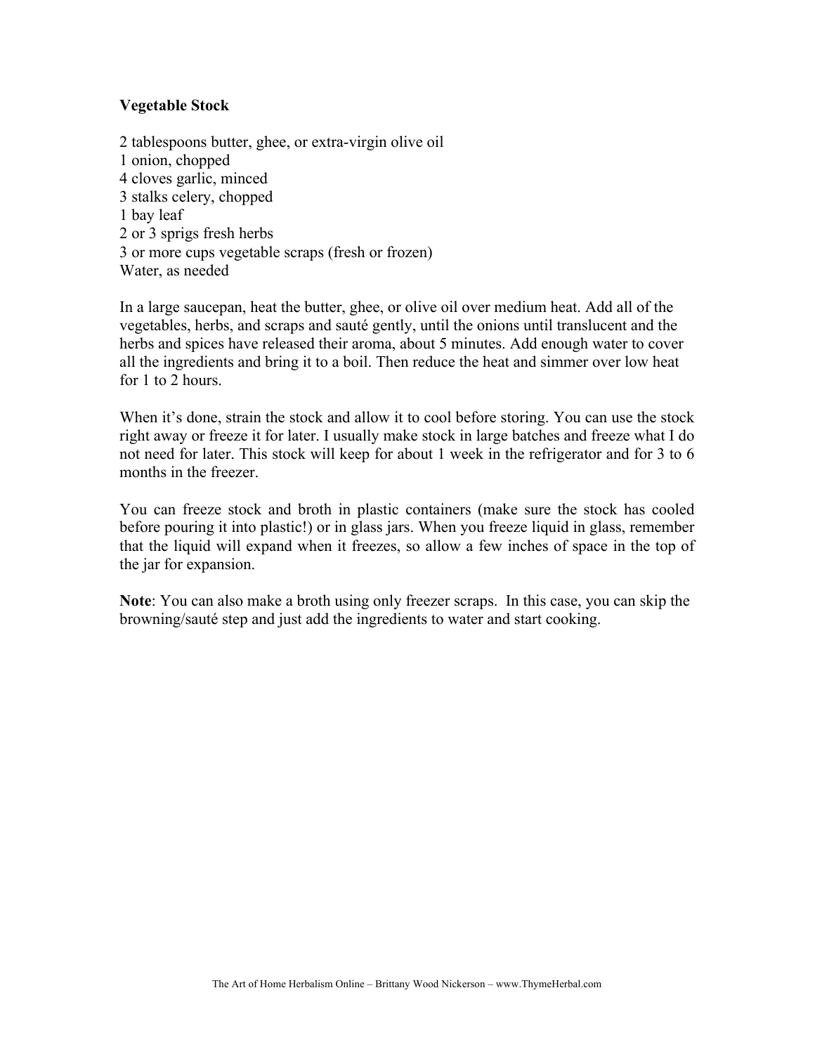**Vegetable Stock**

2 tablespoons butter, ghee, or extra-virgin olive oil
1 onion, chopped
4 cloves garlic, minced
3 stalks celery, chopped
1 bay leaf
2 or 3 sprigs fresh herbs
3 or more cups vegetable scraps (fresh or frozen)
Water, as needed

In a large saucepan, heat the butter, ghee, or olive oil over medium heat. Add all of the vegetables, herbs, and scraps and sauté gently, until the onions until translucent and the herbs and spices have released their aroma, about 5 minutes. Add enough water to cover all the ingredients and bring it to a boil. Then reduce the heat and simmer over low heat for 1 to 2 hours.

When it's done, strain the stock and allow it to cool before storing. You can use the stock right away or freeze it for later. I usually make stock in large batches and freeze what I do not need for later. This stock will keep for about 1 week in the refrigerator and for 3 to 6 months in the freezer.

You can freeze stock and broth in plastic containers (make sure the stock has cooled before pouring it into plastic!) or in glass jars. When you freeze liquid in glass, remember that the liquid will expand when it freezes, so allow a few inches of space in the top of the jar for expansion.

**Note**: You can also make a broth using only freezer scraps. In this case, you can skip the browning/sauté step and just add the ingredients to water and start cooking.